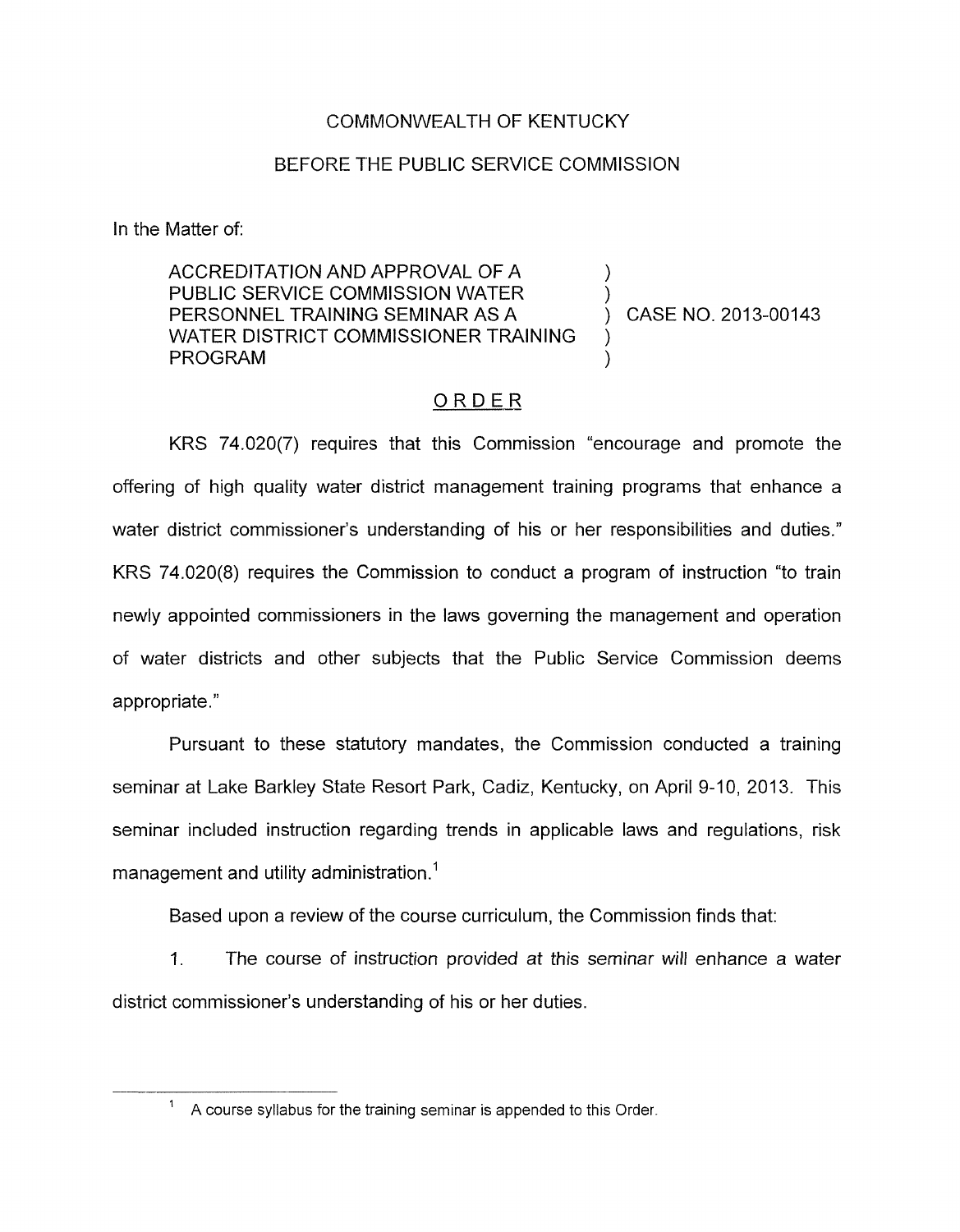COMMONWEALTH OF KENTUCKY

BEFORE THE PUBLIC SERVICE COMMISSION

In the Matter of:

| | | |
|---|---|---|
| ACCREDITATION AND APPROVAL OF A PUBLIC SERVICE COMMISSION WATER PERSONNEL TRAINING SEMINAR AS A WATER DISTRICT COMMISSIONER TRAINING PROGRAM | ) ) ) ) ) | CASE NO. 2013-00143 |

## ORDER

KRS 74.020(7) requires that this Commission "encourage and promote the offering of high quality water district management training programs that enhance a water district commissioner's understanding of his or her responsibilities and duties." KRS 74.020(8) requires the Commission to conduct a program of instruction "to train newly appointed commissioners in the laws governing the management and operation of water districts and other subjects that the Public Service Commission deems appropriate."

Pursuant to these statutory mandates, the Commission conducted a training seminar at Lake Barkley State Resort Park, Cadiz, Kentucky, on April 9-10, 2013. This seminar included instruction regarding trends in applicable laws and regulations, risk management and utility administration.[1]

Based upon a review of the course curriculum, the Commission finds that:

1. The course of instruction provided at this seminar will enhance a water district commissioner's understanding of his or her duties.

---

[1] A course syllabus for the training seminar is appended to this Order.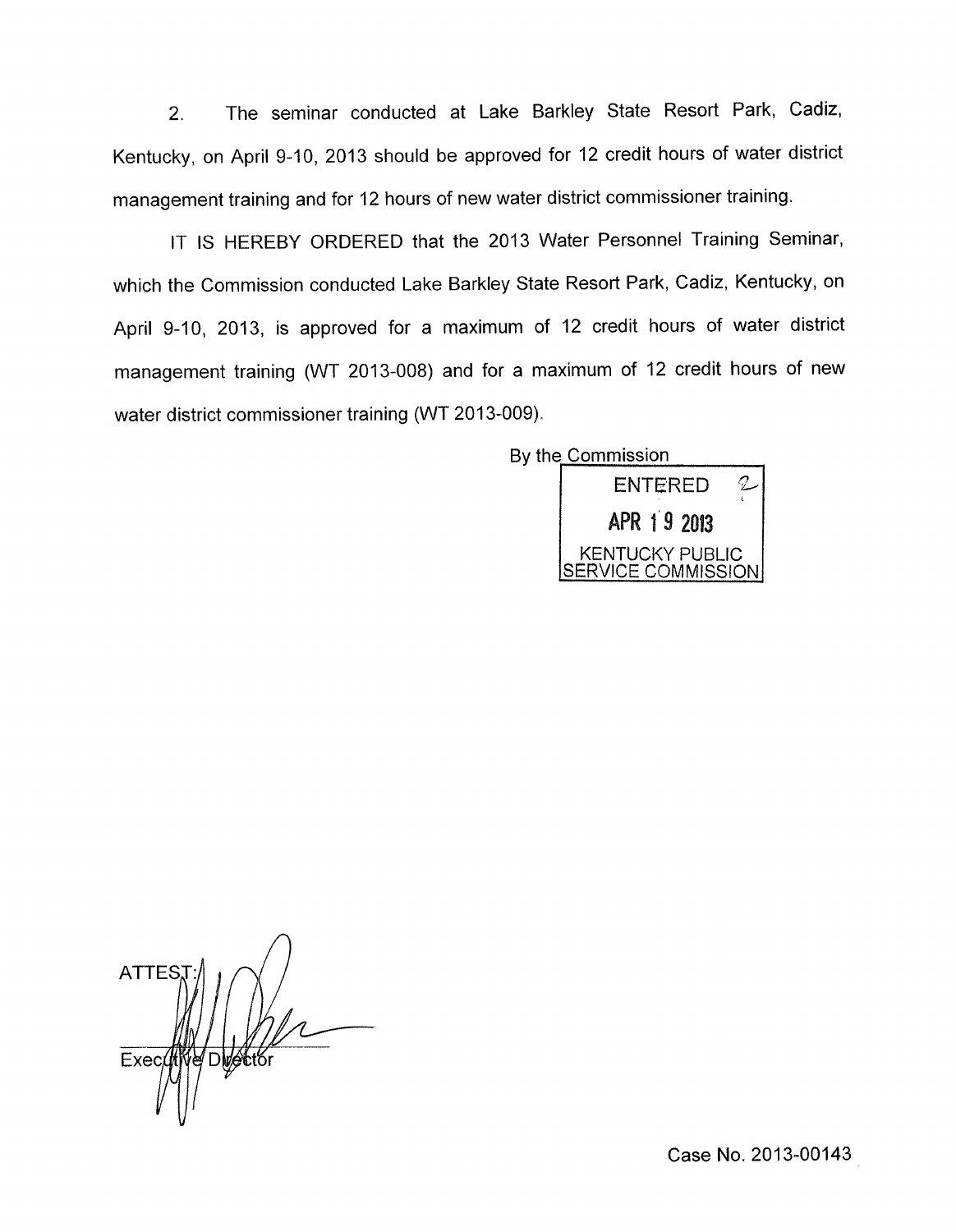2. The seminar conducted at Lake Barkley State Resort Park, Cadiz, Kentucky, on April 9-10, 2013 should be approved for 12 credit hours of water district management training and for 12 hours of new water district commissioner training.

IT IS HEREBY ORDERED that the 2013 Water Personnel Training Seminar, which the Commission conducted Lake Barkley State Resort Park, Cadiz, Kentucky, on April 9-10, 2013, is approved for a maximum of 12 credit hours of water district management training (WT 2013-008) and for a maximum of 12 credit hours of new water district commissioner training (WT 2013-009).

By the Commission

ENTERED
APR 19 2013
KENTUCKY PUBLIC SERVICE COMMISSION

ATTEST:

Executive Director

Case No. 2013-00143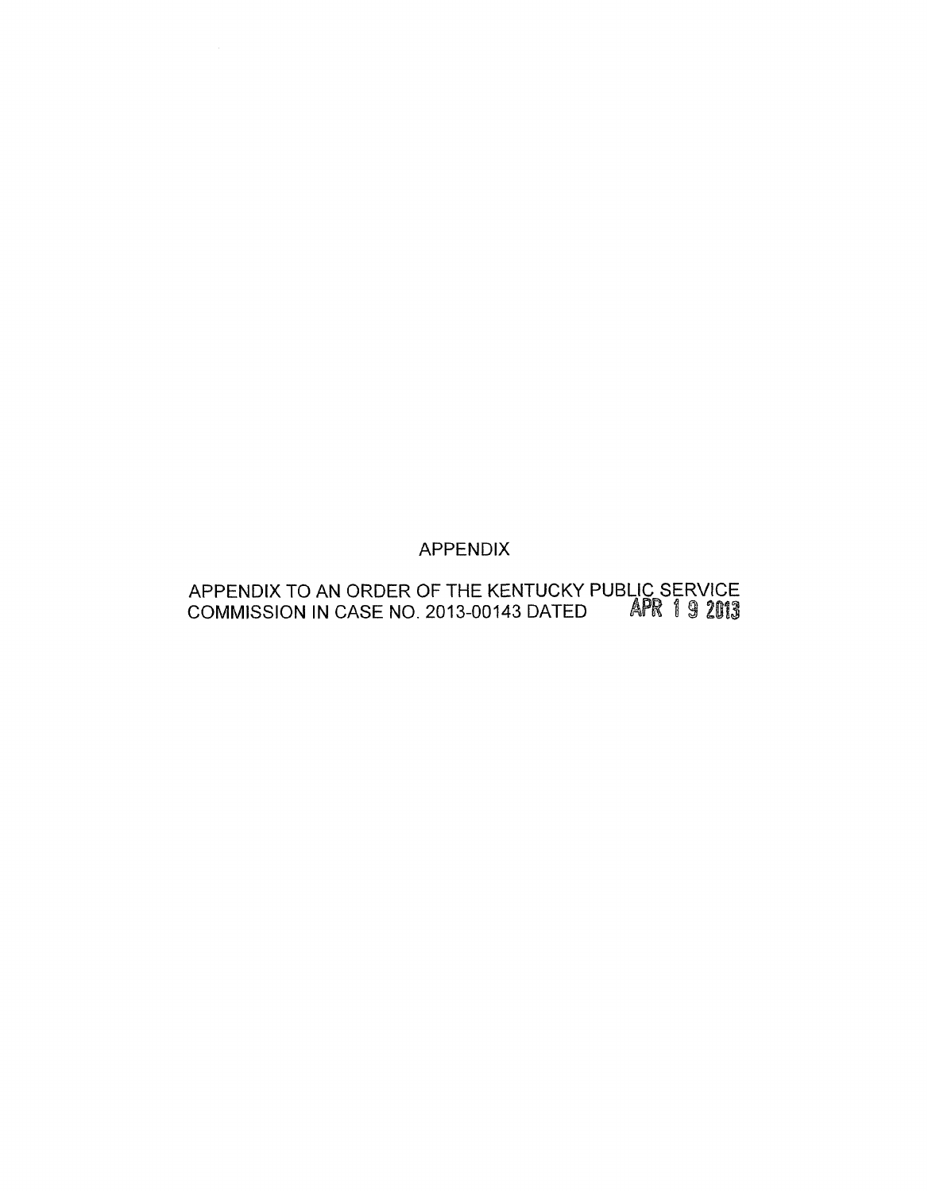# APPENDIX

APPENDIX TO AN ORDER OF THE KENTUCKY PUBLIC SERVICE COMMISSION IN CASE NO. 2013-00143 DATED APR 19 2013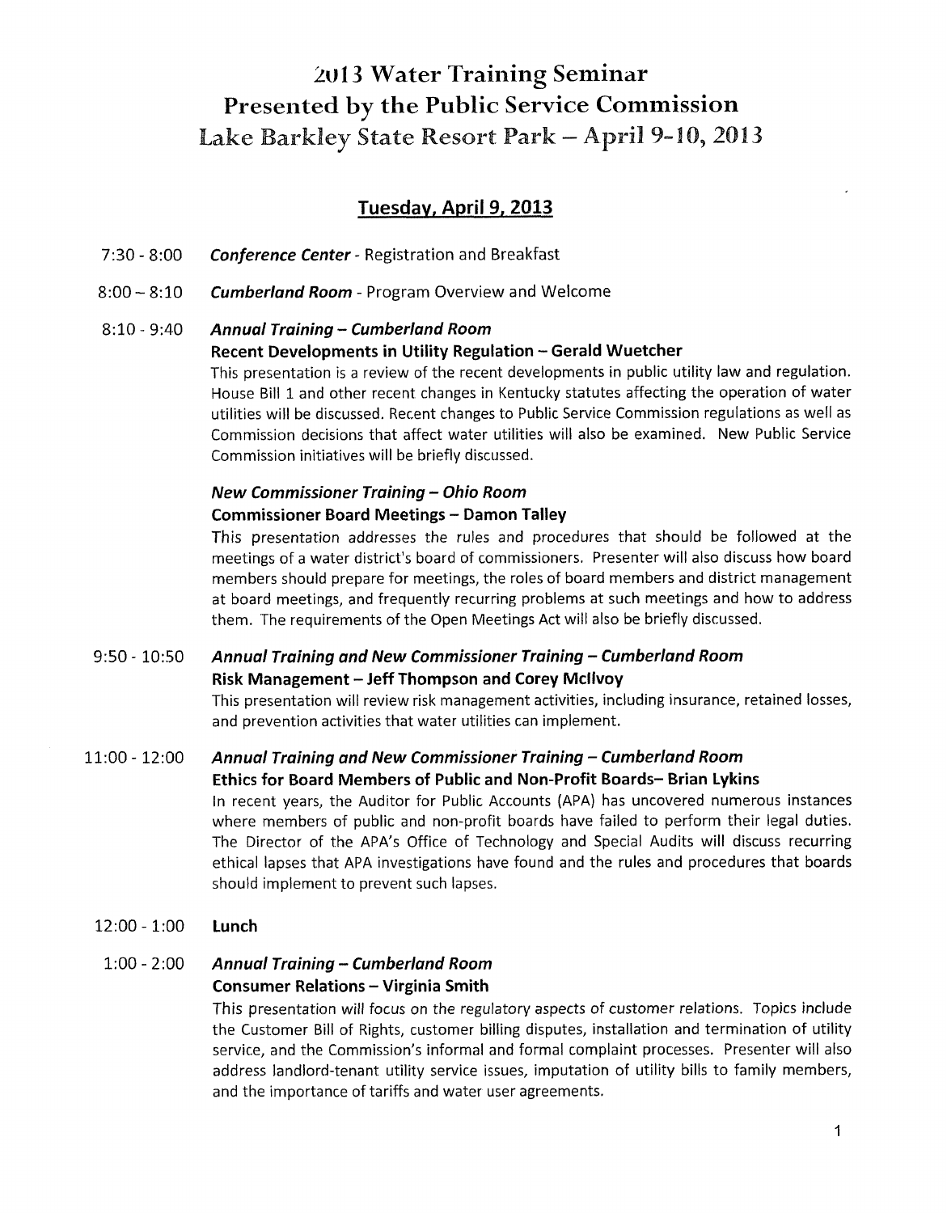# 2013 Water Training Seminar
# Presented by the Public Service Commission
# Lake Barkley State Resort Park – April 9-10, 2013

## Tuesday, April 9, 2013

7:30 - 8:00 ***Conference Center*** - Registration and Breakfast

8:00 – 8:10 ***Cumberland Room*** - Program Overview and Welcome

8:10 - 9:40 ***Annual Training – Cumberland Room***
**Recent Developments in Utility Regulation – Gerald Wuetcher**
This presentation is a review of the recent developments in public utility law and regulation. House Bill 1 and other recent changes in Kentucky statutes affecting the operation of water utilities will be discussed. Recent changes to Public Service Commission regulations as well as Commission decisions that affect water utilities will also be examined. New Public Service Commission initiatives will be briefly discussed.

***New Commissioner Training – Ohio Room***
**Commissioner Board Meetings – Damon Talley**
This presentation addresses the rules and procedures that should be followed at the meetings of a water district's board of commissioners. Presenter will also discuss how board members should prepare for meetings, the roles of board members and district management at board meetings, and frequently recurring problems at such meetings and how to address them. The requirements of the Open Meetings Act will also be briefly discussed.

9:50 - 10:50 ***Annual Training and New Commissioner Training – Cumberland Room***
**Risk Management – Jeff Thompson and Corey McIlvoy**
This presentation will review risk management activities, including insurance, retained losses, and prevention activities that water utilities can implement.

11:00 - 12:00 ***Annual Training and New Commissioner Training – Cumberland Room***
**Ethics for Board Members of Public and Non-Profit Boards– Brian Lykins**
In recent years, the Auditor for Public Accounts (APA) has uncovered numerous instances where members of public and non-profit boards have failed to perform their legal duties. The Director of the APA's Office of Technology and Special Audits will discuss recurring ethical lapses that APA investigations have found and the rules and procedures that boards should implement to prevent such lapses.

12:00 - 1:00 **Lunch**

1:00 - 2:00 ***Annual Training – Cumberland Room***
**Consumer Relations – Virginia Smith**
This presentation will focus on the regulatory aspects of customer relations. Topics include the Customer Bill of Rights, customer billing disputes, installation and termination of utility service, and the Commission's informal and formal complaint processes. Presenter will also address landlord-tenant utility service issues, imputation of utility bills to family members, and the importance of tariffs and water user agreements.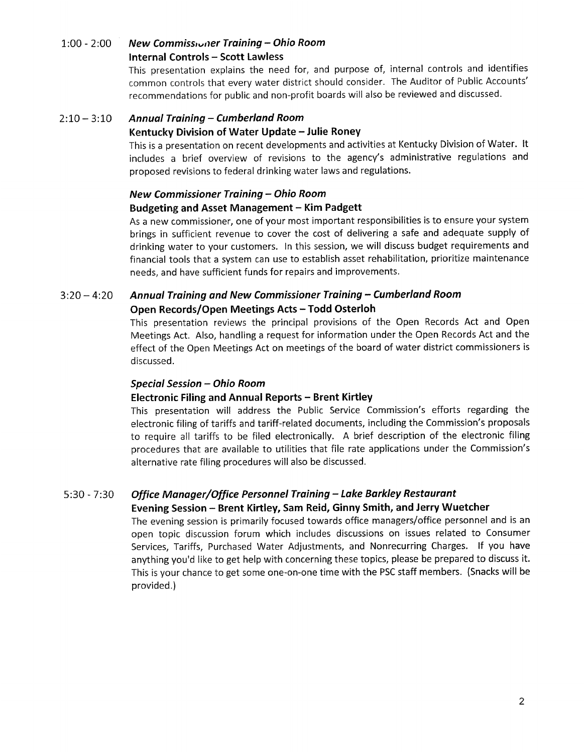**1:00 - 2:00** ***New Commissioner Training – Ohio Room***

**Internal Controls – Scott Lawless**

This presentation explains the need for, and purpose of, internal controls and identifies common controls that every water district should consider. The Auditor of Public Accounts' recommendations for public and non-profit boards will also be reviewed and discussed.

**2:10 – 3:10** ***Annual Training – Cumberland Room***

**Kentucky Division of Water Update – Julie Roney**

This is a presentation on recent developments and activities at Kentucky Division of Water. It includes a brief overview of revisions to the agency's administrative regulations and proposed revisions to federal drinking water laws and regulations.

***New Commissioner Training – Ohio Room***

**Budgeting and Asset Management – Kim Padgett**

As a new commissioner, one of your most important responsibilities is to ensure your system brings in sufficient revenue to cover the cost of delivering a safe and adequate supply of drinking water to your customers. In this session, we will discuss budget requirements and financial tools that a system can use to establish asset rehabilitation, prioritize maintenance needs, and have sufficient funds for repairs and improvements.

**3:20 – 4:20** ***Annual Training and New Commissioner Training – Cumberland Room***

**Open Records/Open Meetings Acts – Todd Osterloh**

This presentation reviews the principal provisions of the Open Records Act and Open Meetings Act. Also, handling a request for information under the Open Records Act and the effect of the Open Meetings Act on meetings of the board of water district commissioners is discussed.

***Special Session – Ohio Room***

**Electronic Filing and Annual Reports – Brent Kirtley**

This presentation will address the Public Service Commission's efforts regarding the electronic filing of tariffs and tariff-related documents, including the Commission's proposals to require all tariffs to be filed electronically. A brief description of the electronic filing procedures that are available to utilities that file rate applications under the Commission's alternative rate filing procedures will also be discussed.

**5:30 - 7:30** ***Office Manager/Office Personnel Training – Lake Barkley Restaurant***

**Evening Session – Brent Kirtley, Sam Reid, Ginny Smith, and Jerry Wuetcher**

The evening session is primarily focused towards office managers/office personnel and is an open topic discussion forum which includes discussions on issues related to Consumer Services, Tariffs, Purchased Water Adjustments, and Nonrecurring Charges. If you have anything you'd like to get help with concerning these topics, please be prepared to discuss it. This is your chance to get some one-on-one time with the PSC staff members. (Snacks will be provided.)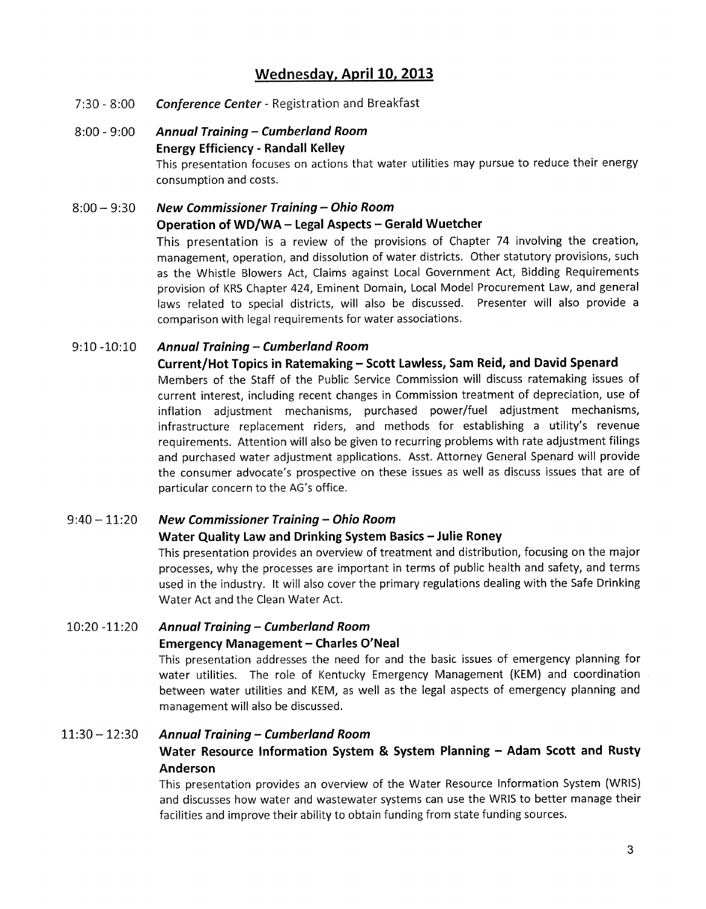## Wednesday, April 10, 2013

7:30 - 8:00 *Conference Center* - Registration and Breakfast

8:00 - 9:00 ***Annual Training – Cumberland Room***
**Energy Efficiency - Randall Kelley**
This presentation focuses on actions that water utilities may pursue to reduce their energy consumption and costs.

8:00 – 9:30 ***New Commissioner Training – Ohio Room***
**Operation of WD/WA – Legal Aspects – Gerald Wuetcher**
This presentation is a review of the provisions of Chapter 74 involving the creation, management, operation, and dissolution of water districts. Other statutory provisions, such as the Whistle Blowers Act, Claims against Local Government Act, Bidding Requirements provision of KRS Chapter 424, Eminent Domain, Local Model Procurement Law, and general laws related to special districts, will also be discussed. Presenter will also provide a comparison with legal requirements for water associations.

9:10 -10:10 ***Annual Training – Cumberland Room***
**Current/Hot Topics in Ratemaking – Scott Lawless, Sam Reid, and David Spenard**
Members of the Staff of the Public Service Commission will discuss ratemaking issues of current interest, including recent changes in Commission treatment of depreciation, use of inflation adjustment mechanisms, purchased power/fuel adjustment mechanisms, infrastructure replacement riders, and methods for establishing a utility's revenue requirements. Attention will also be given to recurring problems with rate adjustment filings and purchased water adjustment applications. Asst. Attorney General Spenard will provide the consumer advocate's prospective on these issues as well as discuss issues that are of particular concern to the AG's office.

9:40 – 11:20 ***New Commissioner Training – Ohio Room***
**Water Quality Law and Drinking System Basics – Julie Roney**
This presentation provides an overview of treatment and distribution, focusing on the major processes, why the processes are important in terms of public health and safety, and terms used in the industry. It will also cover the primary regulations dealing with the Safe Drinking Water Act and the Clean Water Act.

10:20 -11:20 ***Annual Training – Cumberland Room***
**Emergency Management – Charles O'Neal**
This presentation addresses the need for and the basic issues of emergency planning for water utilities. The role of Kentucky Emergency Management (KEM) and coordination between water utilities and KEM, as well as the legal aspects of emergency planning and management will also be discussed.

11:30 – 12:30 ***Annual Training – Cumberland Room***
**Water Resource Information System & System Planning – Adam Scott and Rusty Anderson**
This presentation provides an overview of the Water Resource Information System (WRIS) and discusses how water and wastewater systems can use the WRIS to better manage their facilities and improve their ability to obtain funding from state funding sources.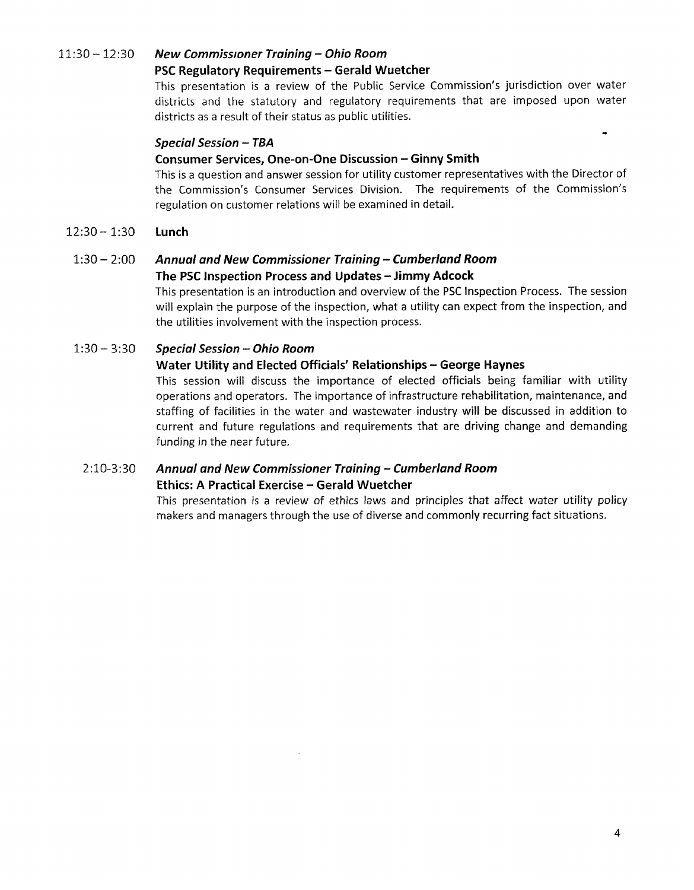11:30 – 12:30 ***New Commissioner Training – Ohio Room***

**PSC Regulatory Requirements – Gerald Wuetcher**

This presentation is a review of the Public Service Commission's jurisdiction over water districts and the statutory and regulatory requirements that are imposed upon water districts as a result of their status as public utilities.

***Special Session – TBA***

**Consumer Services, One-on-One Discussion – Ginny Smith**

This is a question and answer session for utility customer representatives with the Director of the Commission's Consumer Services Division. The requirements of the Commission's regulation on customer relations will be examined in detail.

12:30 – 1:30 **Lunch**

1:30 – 2:00 ***Annual and New Commissioner Training – Cumberland Room***

**The PSC Inspection Process and Updates – Jimmy Adcock**

This presentation is an introduction and overview of the PSC Inspection Process. The session will explain the purpose of the inspection, what a utility can expect from the inspection, and the utilities involvement with the inspection process.

1:30 – 3:30 ***Special Session – Ohio Room***

**Water Utility and Elected Officials' Relationships – George Haynes**

This session will discuss the importance of elected officials being familiar with utility operations and operators. The importance of infrastructure rehabilitation, maintenance, and staffing of facilities in the water and wastewater industry will be discussed in addition to current and future regulations and requirements that are driving change and demanding funding in the near future.

2:10-3:30 ***Annual and New Commissioner Training – Cumberland Room***

**Ethics: A Practical Exercise – Gerald Wuetcher**

This presentation is a review of ethics laws and principles that affect water utility policy makers and managers through the use of diverse and commonly recurring fact situations.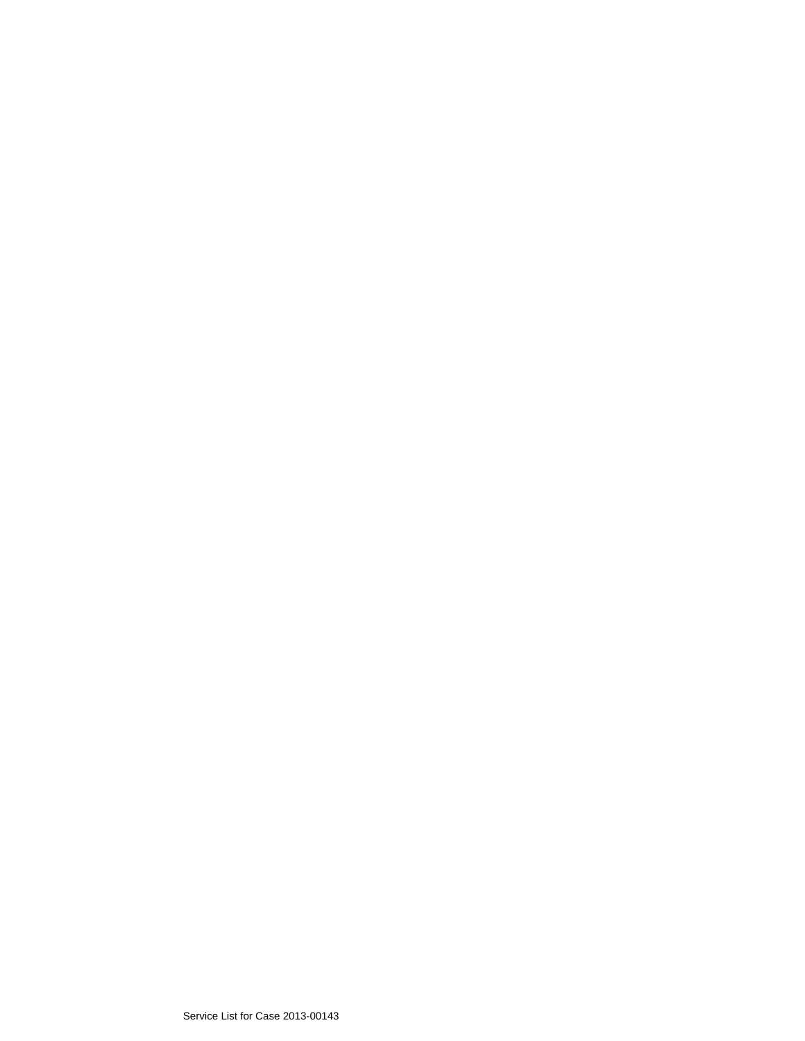Service List for Case 2013-00143